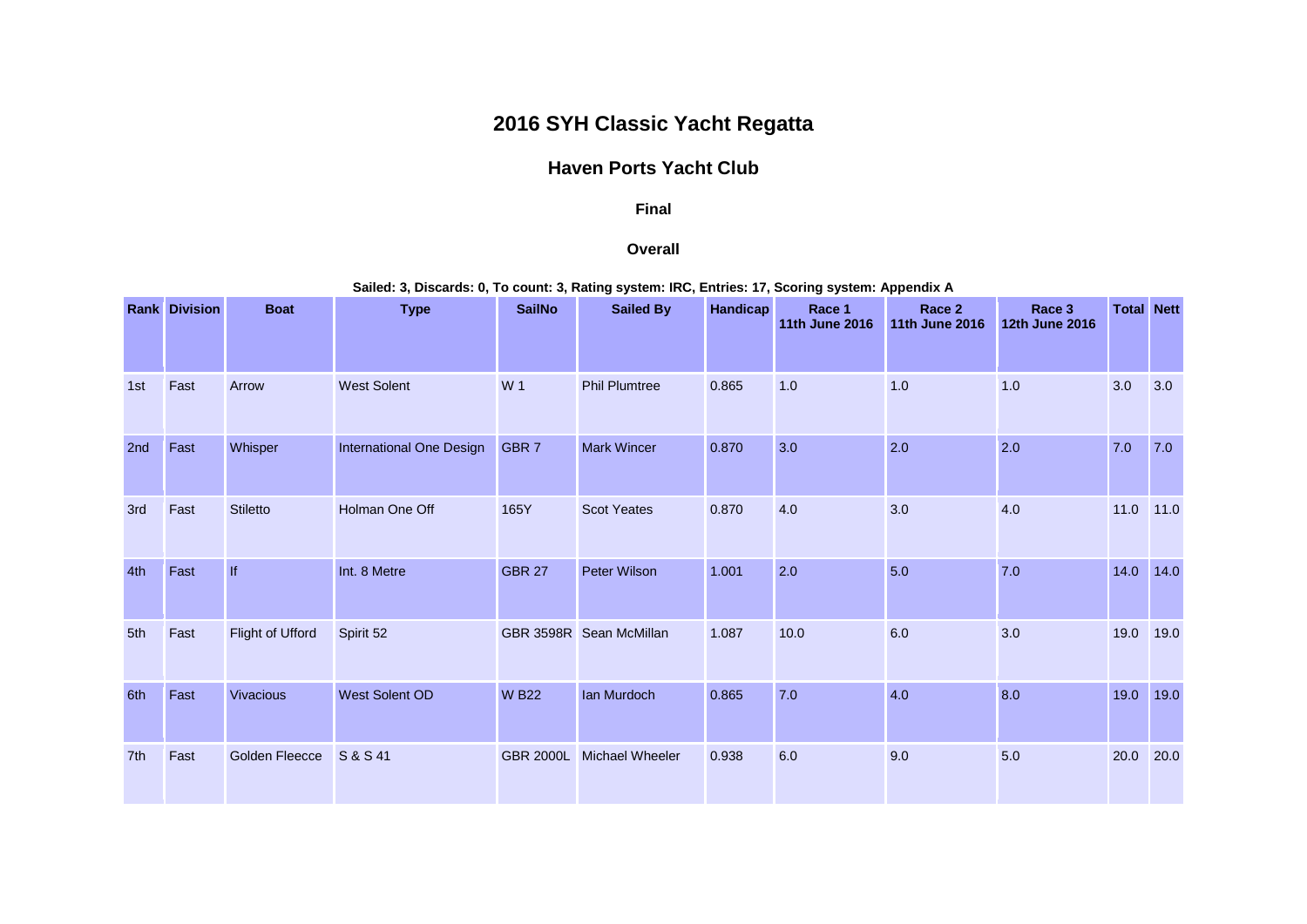# 2016 SYH Classic Yacht Regatta

## Haven Ports Yacht Club

### Final

### Overall

**Sailed: 3, Discards: 0, To count: 3, Rating system: IRC, Entries: 17, Scoring system: Appendix A**

| Rank | Division | Boat | Type | SailNo | Sailed By | Handicap | Race 1 11th June 2016 | Race 2 11th June 2016 | Race 3 12th June 2016 | Total | Nett |
|---|---|---|---|---|---|---|---|---|---|---|---|
| 1st | Fast | Arrow | West Solent | W 1 | Phil Plumtree | 0.865 | 1.0 | 1.0 | 1.0 | 3.0 | 3.0 |
| 2nd | Fast | Whisper | International One Design | GBR 7 | Mark Wincer | 0.870 | 3.0 | 2.0 | 2.0 | 7.0 | 7.0 |
| 3rd | Fast | Stiletto | Holman One Off | 165Y | Scot Yeates | 0.870 | 4.0 | 3.0 | 4.0 | 11.0 | 11.0 |
| 4th | Fast | If | Int. 8 Metre | GBR 27 | Peter Wilson | 1.001 | 2.0 | 5.0 | 7.0 | 14.0 | 14.0 |
| 5th | Fast | Flight of Ufford | Spirit 52 | GBR 3598R | Sean McMillan | 1.087 | 10.0 | 6.0 | 3.0 | 19.0 | 19.0 |
| 6th | Fast | Vivacious | West Solent OD | W B22 | Ian Murdoch | 0.865 | 7.0 | 4.0 | 8.0 | 19.0 | 19.0 |
| 7th | Fast | Golden Fleecce | S & S 41 | GBR 2000L | Michael Wheeler | 0.938 | 6.0 | 9.0 | 5.0 | 20.0 | 20.0 |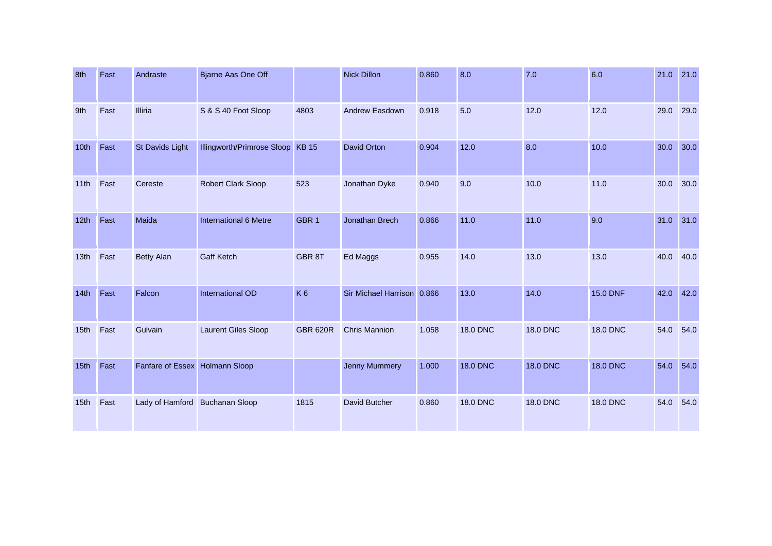| | | | | | | | | | | | |
|---|---|---|---|---|---|---|---|---|---|---|---|
| 8th | Fast | Andraste | Bjarne Aas One Off | | Nick Dillon | 0.860 | 8.0 | 7.0 | 6.0 | 21.0 | 21.0 |
| 9th | Fast | Illiria | S & S 40 Foot Sloop | 4803 | Andrew Easdown | 0.918 | 5.0 | 12.0 | 12.0 | 29.0 | 29.0 |
| 10th | Fast | St Davids Light | Illingworth/Primrose Sloop | KB 15 | David Orton | 0.904 | 12.0 | 8.0 | 10.0 | 30.0 | 30.0 |
| 11th | Fast | Cereste | Robert Clark Sloop | 523 | Jonathan Dyke | 0.940 | 9.0 | 10.0 | 11.0 | 30.0 | 30.0 |
| 12th | Fast | Maida | International 6 Metre | GBR 1 | Jonathan Brech | 0.866 | 11.0 | 11.0 | 9.0 | 31.0 | 31.0 |
| 13th | Fast | Betty Alan | Gaff Ketch | GBR 8T | Ed Maggs | 0.955 | 14.0 | 13.0 | 13.0 | 40.0 | 40.0 |
| 14th | Fast | Falcon | International OD | K 6 | Sir Michael Harrison | 0.866 | 13.0 | 14.0 | 15.0 DNF | 42.0 | 42.0 |
| 15th | Fast | Gulvain | Laurent Giles Sloop | GBR 620R | Chris Mannion | 1.058 | 18.0 DNC | 18.0 DNC | 18.0 DNC | 54.0 | 54.0 |
| 15th | Fast | Fanfare of Essex | Holmann Sloop | | Jenny Mummery | 1.000 | 18.0 DNC | 18.0 DNC | 18.0 DNC | 54.0 | 54.0 |
| 15th | Fast | Lady of Hamford | Buchanan Sloop | 1815 | David Butcher | 0.860 | 18.0 DNC | 18.0 DNC | 18.0 DNC | 54.0 | 54.0 |